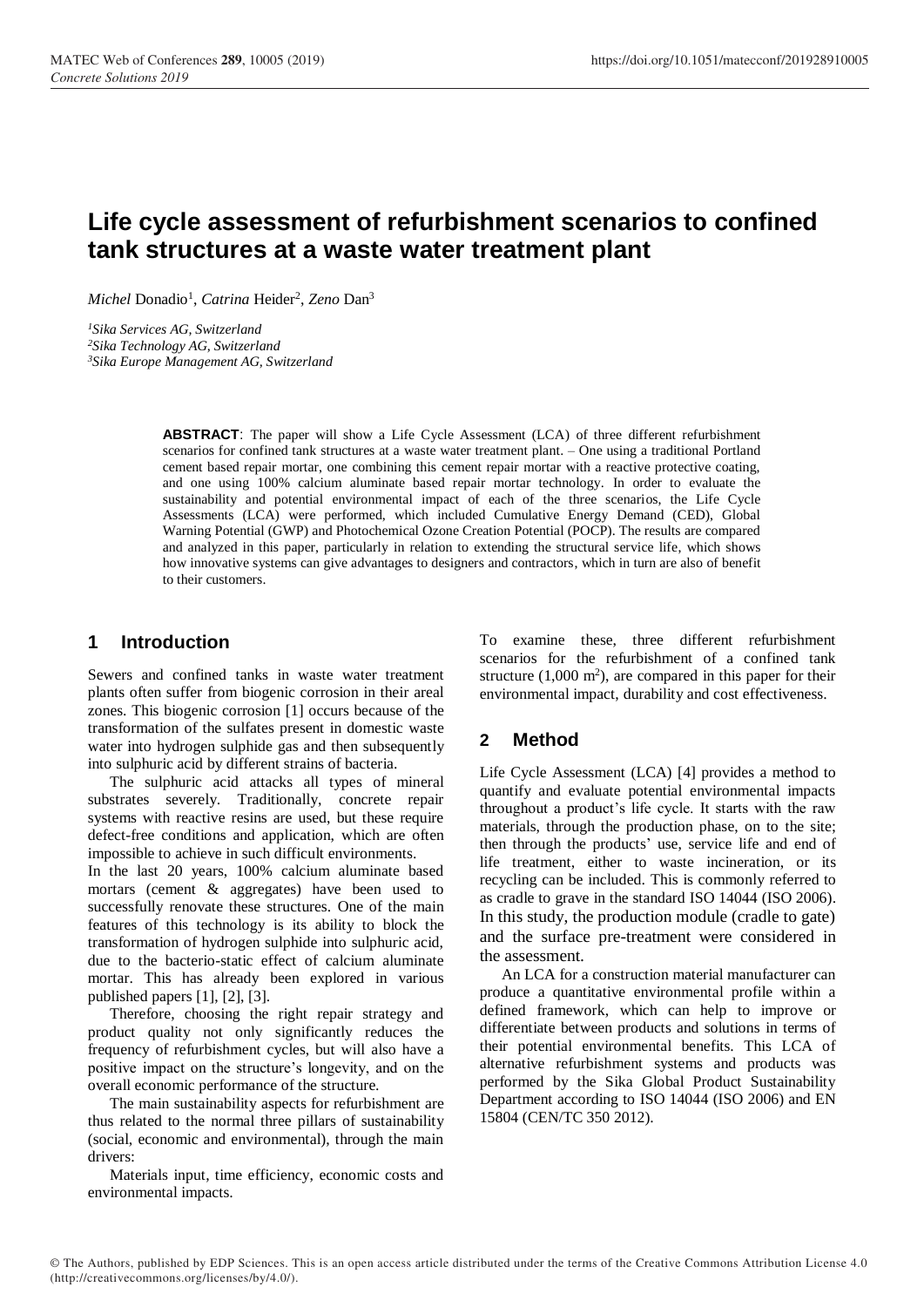# Life cycle assessment of refurbishment scenarios to confined tank structures at a waste water treatment plant

*Michel* Donadio[1], *Catrina* Heider[2], *Zeno* Dan[3]

[1]*Sika Services AG, Switzerland*
[2]*Sika Technology AG, Switzerland*
[3]*Sika Europe Management AG, Switzerland*

**ABSTRACT**: The paper will show a Life Cycle Assessment (LCA) of three different refurbishment scenarios for confined tank structures at a waste water treatment plant. – One using a traditional Portland cement based repair mortar, one combining this cement repair mortar with a reactive protective coating, and one using 100% calcium aluminate based repair mortar technology. In order to evaluate the sustainability and potential environmental impact of each of the three scenarios, the Life Cycle Assessments (LCA) were performed, which included Cumulative Energy Demand (CED), Global Warning Potential (GWP) and Photochemical Ozone Creation Potential (POCP). The results are compared and analyzed in this paper, particularly in relation to extending the structural service life, which shows how innovative systems can give advantages to designers and contractors, which in turn are also of benefit to their customers.

## 1 Introduction

Sewers and confined tanks in waste water treatment plants often suffer from biogenic corrosion in their areal zones. This biogenic corrosion [1] occurs because of the transformation of the sulfates present in domestic waste water into hydrogen sulphide gas and then subsequently into sulphuric acid by different strains of bacteria.

The sulphuric acid attacks all types of mineral substrates severely. Traditionally, concrete repair systems with reactive resins are used, but these require defect-free conditions and application, which are often impossible to achieve in such difficult environments.

In the last 20 years, 100% calcium aluminate based mortars (cement & aggregates) have been used to successfully renovate these structures. One of the main features of this technology is its ability to block the transformation of hydrogen sulphide into sulphuric acid, due to the bacterio-static effect of calcium aluminate mortar. This has already been explored in various published papers [1], [2], [3].

Therefore, choosing the right repair strategy and product quality not only significantly reduces the frequency of refurbishment cycles, but will also have a positive impact on the structure's longevity, and on the overall economic performance of the structure.

The main sustainability aspects for refurbishment are thus related to the normal three pillars of sustainability (social, economic and environmental), through the main drivers:

Materials input, time efficiency, economic costs and environmental impacts.

To examine these, three different refurbishment scenarios for the refurbishment of a confined tank structure (1,000 m$^2$), are compared in this paper for their environmental impact, durability and cost effectiveness.

## 2 Method

Life Cycle Assessment (LCA) [4] provides a method to quantify and evaluate potential environmental impacts throughout a product's life cycle. It starts with the raw materials, through the production phase, on to the site; then through the products' use, service life and end of life treatment, either to waste incineration, or its recycling can be included. This is commonly referred to as cradle to grave in the standard ISO 14044 (ISO 2006). In this study, the production module (cradle to gate) and the surface pre-treatment were considered in the assessment.

An LCA for a construction material manufacturer can produce a quantitative environmental profile within a defined framework, which can help to improve or differentiate between products and solutions in terms of their potential environmental benefits. This LCA of alternative refurbishment systems and products was performed by the Sika Global Product Sustainability Department according to ISO 14044 (ISO 2006) and EN 15804 (CEN/TC 350 2012).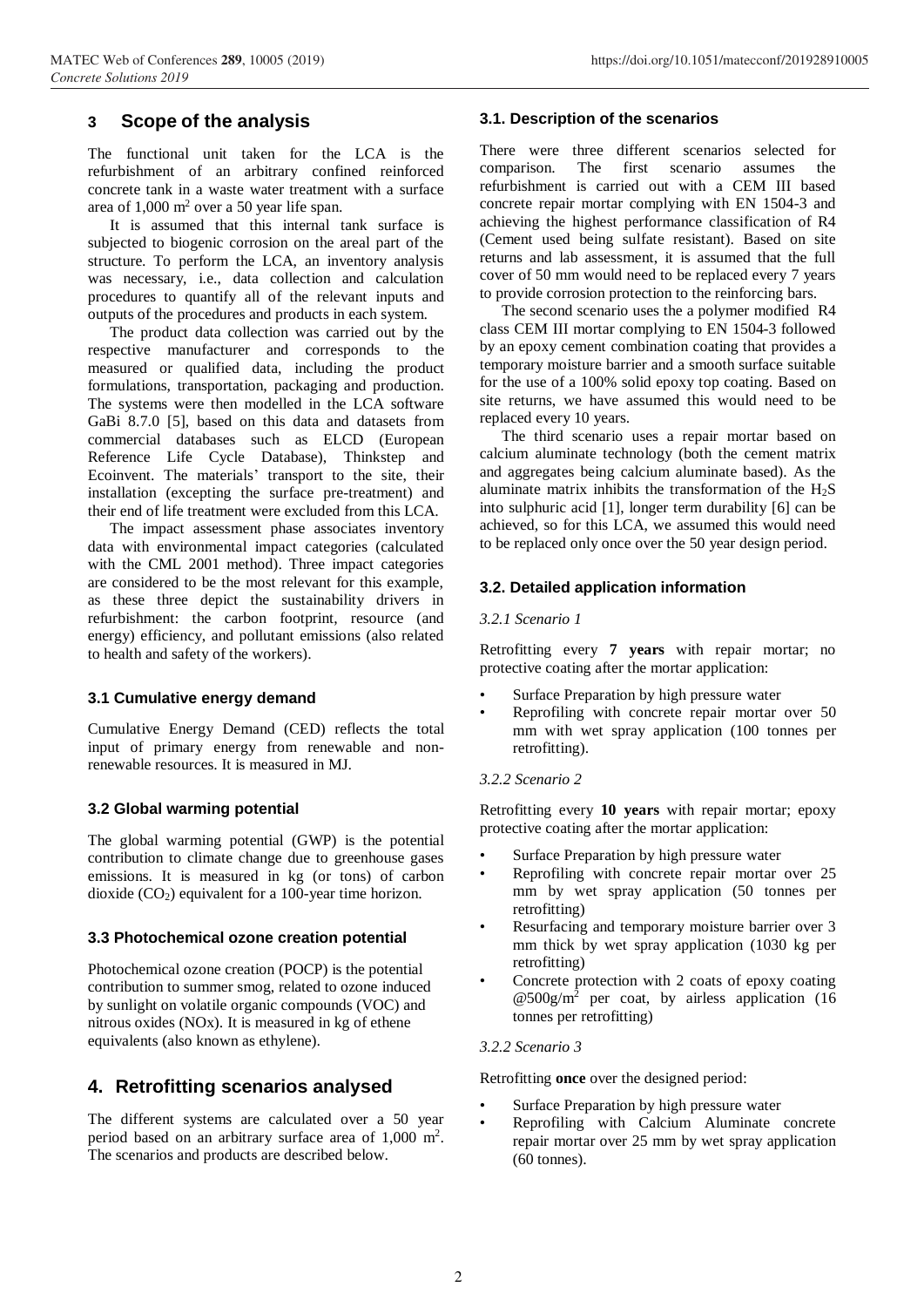## 3 Scope of the analysis

The functional unit taken for the LCA is the refurbishment of an arbitrary confined reinforced concrete tank in a waste water treatment with a surface area of 1,000 $m^2$ over a 50 year life span.

It is assumed that this internal tank surface is subjected to biogenic corrosion on the areal part of the structure. To perform the LCA, an inventory analysis was necessary, i.e., data collection and calculation procedures to quantify all of the relevant inputs and outputs of the procedures and products in each system.

The product data collection was carried out by the respective manufacturer and corresponds to the measured or qualified data, including the product formulations, transportation, packaging and production. The systems were then modelled in the LCA software GaBi 8.7.0 [5], based on this data and datasets from commercial databases such as ELCD (European Reference Life Cycle Database), Thinkstep and Ecoinvent. The materials' transport to the site, their installation (excepting the surface pre-treatment) and their end of life treatment were excluded from this LCA.

The impact assessment phase associates inventory data with environmental impact categories (calculated with the CML 2001 method). Three impact categories are considered to be the most relevant for this example, as these three depict the sustainability drivers in refurbishment: the carbon footprint, resource (and energy) efficiency, and pollutant emissions (also related to health and safety of the workers).

### 3.1 Cumulative energy demand

Cumulative Energy Demand (CED) reflects the total input of primary energy from renewable and non-renewable resources. It is measured in MJ.

### 3.2 Global warming potential

The global warming potential (GWP) is the potential contribution to climate change due to greenhouse gases emissions. It is measured in kg (or tons) of carbon dioxide ($CO_2$) equivalent for a 100-year time horizon.

### 3.3 Photochemical ozone creation potential

Photochemical ozone creation (POCP) is the potential contribution to summer smog, related to ozone induced by sunlight on volatile organic compounds (VOC) and nitrous oxides (NOx). It is measured in kg of ethene equivalents (also known as ethylene).

## 4. Retrofitting scenarios analysed

The different systems are calculated over a 50 year period based on an arbitrary surface area of 1,000 $m^2$. The scenarios and products are described below.

### 3.1. Description of the scenarios

There were three different scenarios selected for comparison. The first scenario assumes the refurbishment is carried out with a CEM III based concrete repair mortar complying with EN 1504-3 and achieving the highest performance classification of R4 (Cement used being sulfate resistant). Based on site returns and lab assessment, it is assumed that the full cover of 50 mm would need to be replaced every 7 years to provide corrosion protection to the reinforcing bars.

The second scenario uses the a polymer modified R4 class CEM III mortar complying to EN 1504-3 followed by an epoxy cement combination coating that provides a temporary moisture barrier and a smooth surface suitable for the use of a 100% solid epoxy top coating. Based on site returns, we have assumed this would need to be replaced every 10 years.

The third scenario uses a repair mortar based on calcium aluminate technology (both the cement matrix and aggregates being calcium aluminate based). As the aluminate matrix inhibits the transformation of the $H_2S$ into sulphuric acid [1], longer term durability [6] can be achieved, so for this LCA, we assumed this would need to be replaced only once over the 50 year design period.

### 3.2. Detailed application information

*3.2.1 Scenario 1*

Retrofitting every **7 years** with repair mortar; no protective coating after the mortar application:

- Surface Preparation by high pressure water
- Reprofiling with concrete repair mortar over 50 mm with wet spray application (100 tonnes per retrofitting).

*3.2.2 Scenario 2*

Retrofitting every **10 years** with repair mortar; epoxy protective coating after the mortar application:

- Surface Preparation by high pressure water
- Reprofiling with concrete repair mortar over 25 mm by wet spray application (50 tonnes per retrofitting)
- Resurfacing and temporary moisture barrier over 3 mm thick by wet spray application (1030 kg per retrofitting)
- Concrete protection with 2 coats of epoxy coating @500g/$m^2$ per coat, by airless application (16 tonnes per retrofitting)

*3.2.2 Scenario 3*

Retrofitting **once** over the designed period:

- Surface Preparation by high pressure water
- Reprofiling with Calcium Aluminate concrete repair mortar over 25 mm by wet spray application (60 tonnes).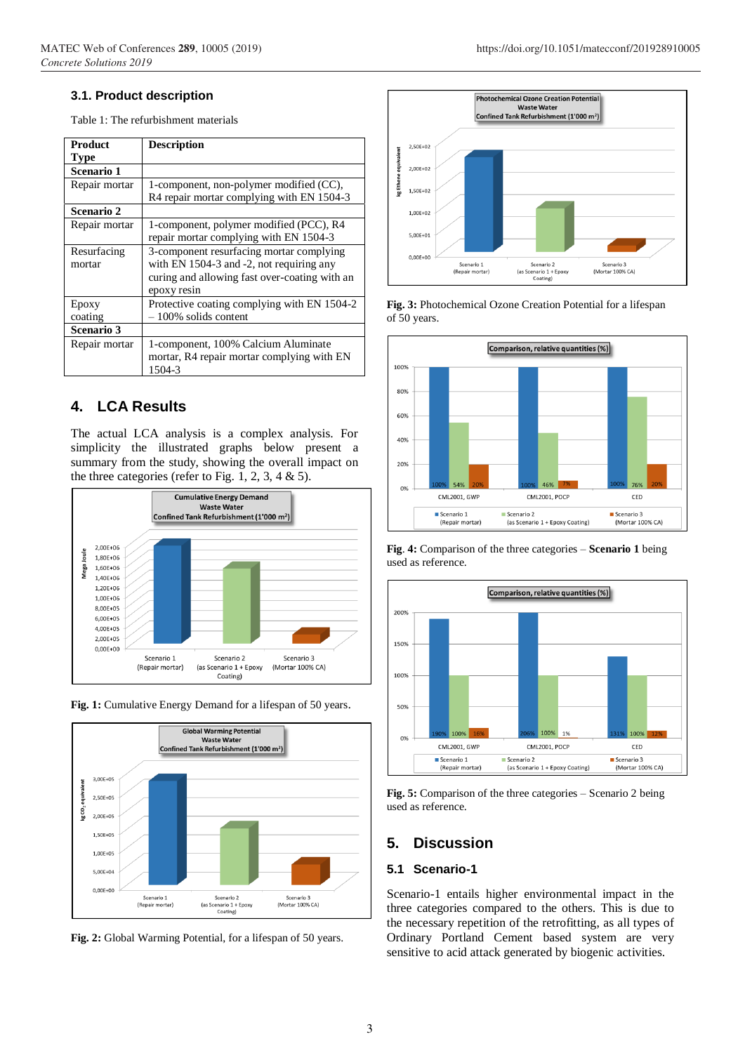### 3.1. Product description

Table 1: The refurbishment materials

| Product Type | Description |
|---|---|
| **Scenario 1** | |
| Repair mortar | 1-component, non-polymer modified (CC), R4 repair mortar complying with EN 1504-3 |
| **Scenario 2** | |
| Repair mortar | 1-component, polymer modified (PCC), R4 repair mortar complying with EN 1504-3 |
| Resurfacing mortar | 3-component resurfacing mortar complying with EN 1504-3 and -2, not requiring any curing and allowing fast over-coating with an epoxy resin |
| Epoxy coating | Protective coating complying with EN 1504-2 – 100% solids content |
| **Scenario 3** | |
| Repair mortar | 1-component, 100% Calcium Aluminate mortar, R4 repair mortar complying with EN 1504-3 |

## 4. LCA Results

The actual LCA analysis is a complex analysis. For simplicity the illustrated graphs below present a summary from the study, showing the overall impact on the three categories (refer to Fig. 1, 2, 3, 4 & 5).

**Fig. 1:** Cumulative Energy Demand for a lifespan of 50 years.

**Fig. 2:** Global Warming Potential, for a lifespan of 50 years.

**Fig. 3:** Photochemical Ozone Creation Potential for a lifespan of 50 years.

**Fig. 4:** Comparison of the three categories – **Scenario 1** being used as reference.

**Fig. 5:** Comparison of the three categories – Scenario 2 being used as reference.

## 5. Discussion

### 5.1 Scenario-1

Scenario-1 entails higher environmental impact in the three categories compared to the others. This is due to the necessary repetition of the retrofitting, as all types of Ordinary Portland Cement based system are very sensitive to acid attack generated by biogenic activities.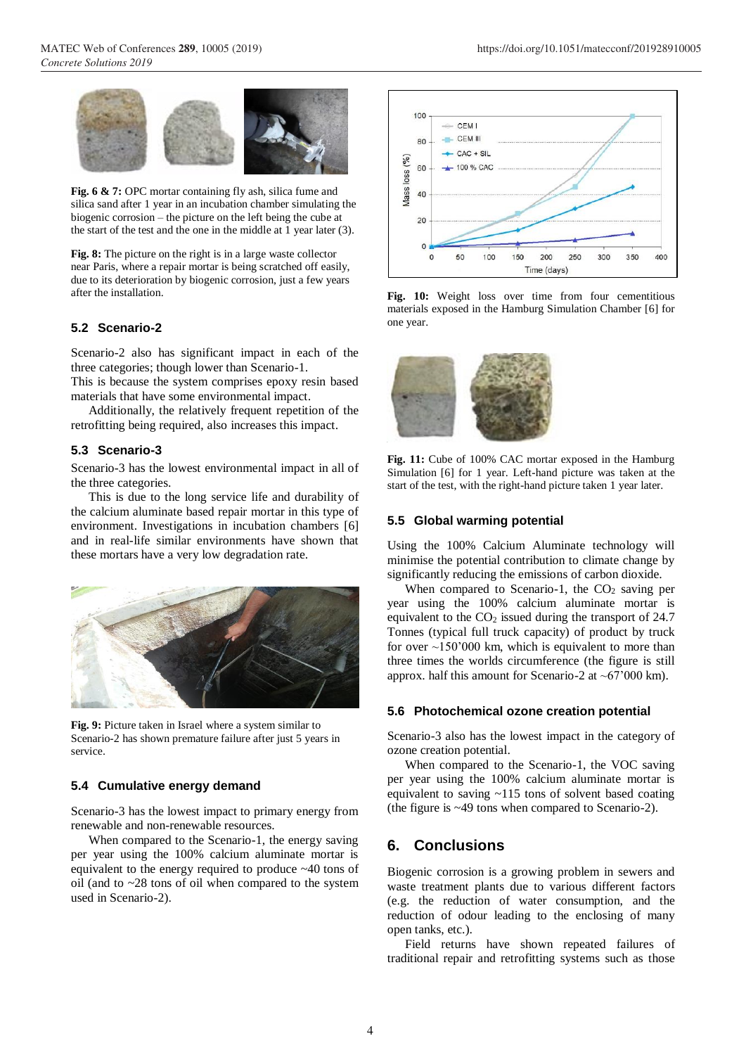**Fig. 6 & 7:** OPC mortar containing fly ash, silica fume and silica sand after 1 year in an incubation chamber simulating the biogenic corrosion – the picture on the left being the cube at the start of the test and the one in the middle at 1 year later (3).

**Fig. 8:** The picture on the right is in a large waste collector near Paris, where a repair mortar is being scratched off easily, due to its deterioration by biogenic corrosion, just a few years after the installation.

### 5.2 Scenario-2

Scenario-2 also has significant impact in each of the three categories; though lower than Scenario-1.
This is because the system comprises epoxy resin based materials that have some environmental impact.

Additionally, the relatively frequent repetition of the retrofitting being required, also increases this impact.

### 5.3 Scenario-3

Scenario-3 has the lowest environmental impact in all of the three categories.

This is due to the long service life and durability of the calcium aluminate based repair mortar in this type of environment. Investigations in incubation chambers [6] and in real-life similar environments have shown that these mortars have a very low degradation rate.

**Fig. 9:** Picture taken in Israel where a system similar to Scenario-2 has shown premature failure after just 5 years in service.

### 5.4 Cumulative energy demand

Scenario-3 has the lowest impact to primary energy from renewable and non-renewable resources.

When compared to the Scenario-1, the energy saving per year using the 100% calcium aluminate mortar is equivalent to the energy required to produce ~40 tons of oil (and to ~28 tons of oil when compared to the system used in Scenario-2).

**Fig. 10:** Weight loss over time from four cementitious materials exposed in the Hamburg Simulation Chamber [6] for one year.

**Fig. 11:** Cube of 100% CAC mortar exposed in the Hamburg Simulation [6] for 1 year. Left-hand picture was taken at the start of the test, with the right-hand picture taken 1 year later.

### 5.5 Global warming potential

Using the 100% Calcium Aluminate technology will minimise the potential contribution to climate change by significantly reducing the emissions of carbon dioxide.

When compared to Scenario-1, the $CO_2$ saving per year using the 100% calcium aluminate mortar is equivalent to the $CO_2$ issued during the transport of 24.7 Tonnes (typical full truck capacity) of product by truck for over ~150'000 km, which is equivalent to more than three times the worlds circumference (the figure is still approx. half this amount for Scenario-2 at ~67'000 km).

### 5.6 Photochemical ozone creation potential

Scenario-3 also has the lowest impact in the category of ozone creation potential.

When compared to the Scenario-1, the VOC saving per year using the 100% calcium aluminate mortar is equivalent to saving ~115 tons of solvent based coating (the figure is ~49 tons when compared to Scenario-2).

## 6. Conclusions

Biogenic corrosion is a growing problem in sewers and waste treatment plants due to various different factors (e.g. the reduction of water consumption, and the reduction of odour leading to the enclosing of many open tanks, etc.).

Field returns have shown repeated failures of traditional repair and retrofitting systems such as those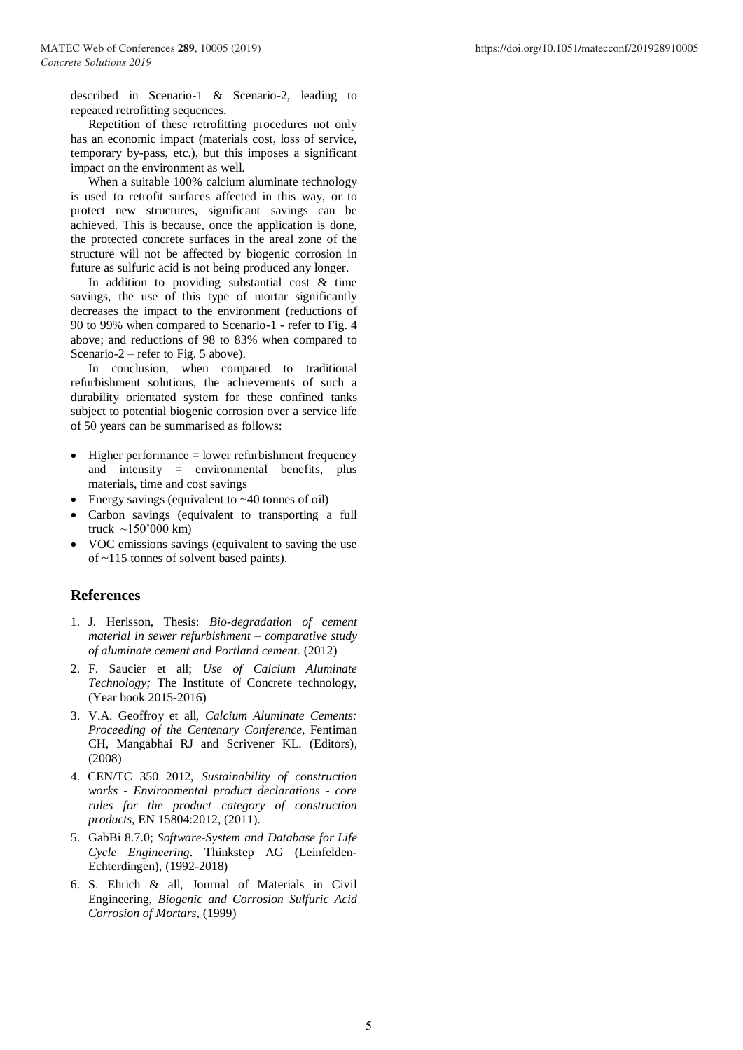described in Scenario-1 & Scenario-2, leading to repeated retrofitting sequences.

Repetition of these retrofitting procedures not only has an economic impact (materials cost, loss of service, temporary by-pass, etc.), but this imposes a significant impact on the environment as well.

When a suitable 100% calcium aluminate technology is used to retrofit surfaces affected in this way, or to protect new structures, significant savings can be achieved. This is because, once the application is done, the protected concrete surfaces in the areal zone of the structure will not be affected by biogenic corrosion in future as sulfuric acid is not being produced any longer.

In addition to providing substantial cost & time savings, the use of this type of mortar significantly decreases the impact to the environment (reductions of 90 to 99% when compared to Scenario-1 - refer to Fig. 4 above; and reductions of 98 to 83% when compared to Scenario-2 – refer to Fig. 5 above).

In conclusion, when compared to traditional refurbishment solutions, the achievements of such a durability orientated system for these confined tanks subject to potential biogenic corrosion over a service life of 50 years can be summarised as follows:

- Higher performance = lower refurbishment frequency and intensity = environmental benefits, plus materials, time and cost savings
- Energy savings (equivalent to ~40 tonnes of oil)
- Carbon savings (equivalent to transporting a full truck ~150'000 km)
- VOC emissions savings (equivalent to saving the use of ~115 tonnes of solvent based paints).

## References

1. J. Herisson, Thesis: *Bio-degradation of cement material in sewer refurbishment – comparative study of aluminate cement and Portland cement.* (2012)
2. F. Saucier et all; *Use of Calcium Aluminate Technology;* The Institute of Concrete technology, (Year book 2015-2016)
3. V.A. Geoffroy et all, *Calcium Aluminate Cements: Proceeding of the Centenary Conference,* Fentiman CH, Mangabhai RJ and Scrivener KL. (Editors), (2008)
4. CEN/TC 350 2012, *Sustainability of construction works - Environmental product declarations - core rules for the product category of construction products,* EN 15804:2012, (2011).
5. GabBi 8.7.0; *Software-System and Database for Life Cycle Engineering*. Thinkstep AG (Leinfelden-Echterdingen), (1992-2018)
6. S. Ehrich & all, Journal of Materials in Civil Engineering, *Biogenic and Corrosion Sulfuric Acid Corrosion of Mortars*, (1999)